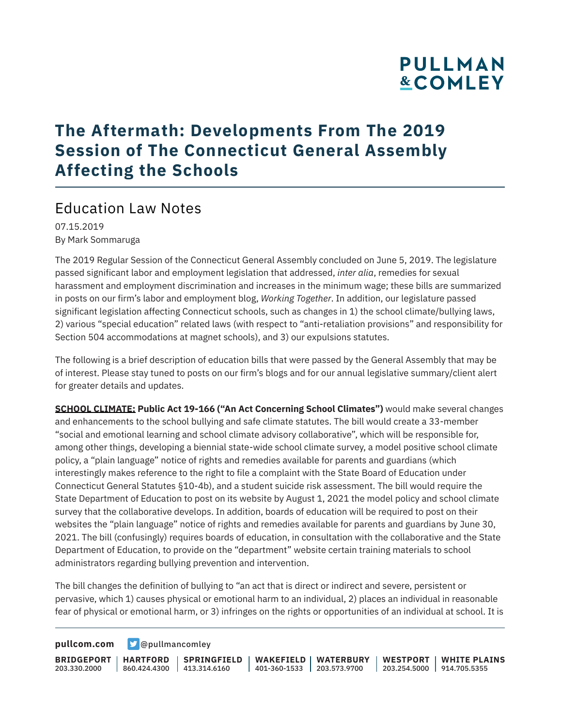# The Aftermath: Developments From The 2019 Session of The Connecticut General Assembly Affecting the Schools

## Education Law Notes

07.15.2019
By Mark Sommaruga

The 2019 Regular Session of the Connecticut General Assembly concluded on June 5, 2019. The legislature passed significant labor and employment legislation that addressed, *inter alia*, remedies for sexual harassment and employment discrimination and increases in the minimum wage; these bills are summarized in posts on our firm's labor and employment blog, *Working Together*. In addition, our legislature passed significant legislation affecting Connecticut schools, such as changes in 1) the school climate/bullying laws, 2) various "special education" related laws (with respect to "anti-retaliation provisions" and responsibility for Section 504 accommodations at magnet schools), and 3) our expulsions statutes.

The following is a brief description of education bills that were passed by the General Assembly that may be of interest. Please stay tuned to posts on our firm's blogs and for our annual legislative summary/client alert for greater details and updates.

**SCHOOL CLIMATE: Public Act 19-166 ("An Act Concerning School Climates")** would make several changes and enhancements to the school bullying and safe climate statutes. The bill would create a 33-member "social and emotional learning and school climate advisory collaborative", which will be responsible for, among other things, developing a biennial state-wide school climate survey, a model positive school climate policy, a "plain language" notice of rights and remedies available for parents and guardians (which interestingly makes reference to the right to file a complaint with the State Board of Education under Connecticut General Statutes §10-4b), and a student suicide risk assessment. The bill would require the State Department of Education to post on its website by August 1, 2021 the model policy and school climate survey that the collaborative develops. In addition, boards of education will be required to post on their websites the "plain language" notice of rights and remedies available for parents and guardians by June 30, 2021. The bill (confusingly) requires boards of education, in consultation with the collaborative and the State Department of Education, to provide on the "department" website certain training materials to school administrators regarding bullying prevention and intervention.

The bill changes the definition of bullying to "an act that is direct or indirect and severe, persistent or pervasive, which 1) causes physical or emotional harm to an individual, 2) places an individual in reasonable fear of physical or emotional harm, or 3) infringes on the rights or opportunities of an individual at school. It is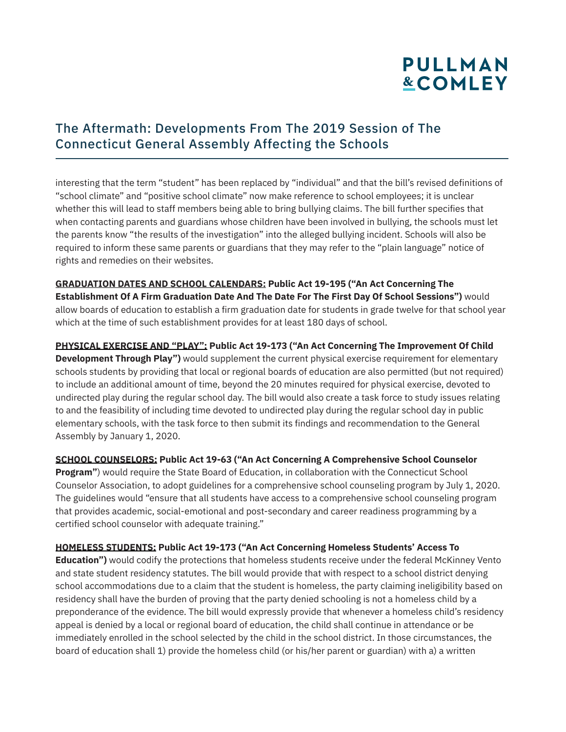interesting that the term "student" has been replaced by "individual" and that the bill's revised definitions of "school climate" and "positive school climate" now make reference to school employees; it is unclear whether this will lead to staff members being able to bring bullying claims. The bill further specifies that when contacting parents and guardians whose children have been involved in bullying, the schools must let the parents know "the results of the investigation" into the alleged bullying incident. Schools will also be required to inform these same parents or guardians that they may refer to the "plain language" notice of rights and remedies on their websites.

**GRADUATION DATES AND SCHOOL CALENDARS: Public Act 19-195 ("An Act Concerning The Establishment Of A Firm Graduation Date And The Date For The First Day Of School Sessions")** would allow boards of education to establish a firm graduation date for students in grade twelve for that school year which at the time of such establishment provides for at least 180 days of school.

**PHYSICAL EXERCISE AND "PLAY": Public Act 19-173 ("An Act Concerning The Improvement Of Child Development Through Play")** would supplement the current physical exercise requirement for elementary schools students by providing that local or regional boards of education are also permitted (but not required) to include an additional amount of time, beyond the 20 minutes required for physical exercise, devoted to undirected play during the regular school day. The bill would also create a task force to study issues relating to and the feasibility of including time devoted to undirected play during the regular school day in public elementary schools, with the task force to then submit its findings and recommendation to the General Assembly by January 1, 2020.

**SCHOOL COUNSELORS: Public Act 19-63 ("An Act Concerning A Comprehensive School Counselor Program")** would require the State Board of Education, in collaboration with the Connecticut School Counselor Association, to adopt guidelines for a comprehensive school counseling program by July 1, 2020. The guidelines would "ensure that all students have access to a comprehensive school counseling program that provides academic, social-emotional and post-secondary and career readiness programming by a certified school counselor with adequate training."

**HOMELESS STUDENTS: Public Act 19-173 ("An Act Concerning Homeless Students' Access To Education")** would codify the protections that homeless students receive under the federal McKinney Vento and state student residency statutes. The bill would provide that with respect to a school district denying school accommodations due to a claim that the student is homeless, the party claiming ineligibility based on residency shall have the burden of proving that the party denied schooling is not a homeless child by a preponderance of the evidence. The bill would expressly provide that whenever a homeless child's residency appeal is denied by a local or regional board of education, the child shall continue in attendance or be immediately enrolled in the school selected by the child in the school district. In those circumstances, the board of education shall 1) provide the homeless child (or his/her parent or guardian) with a) a written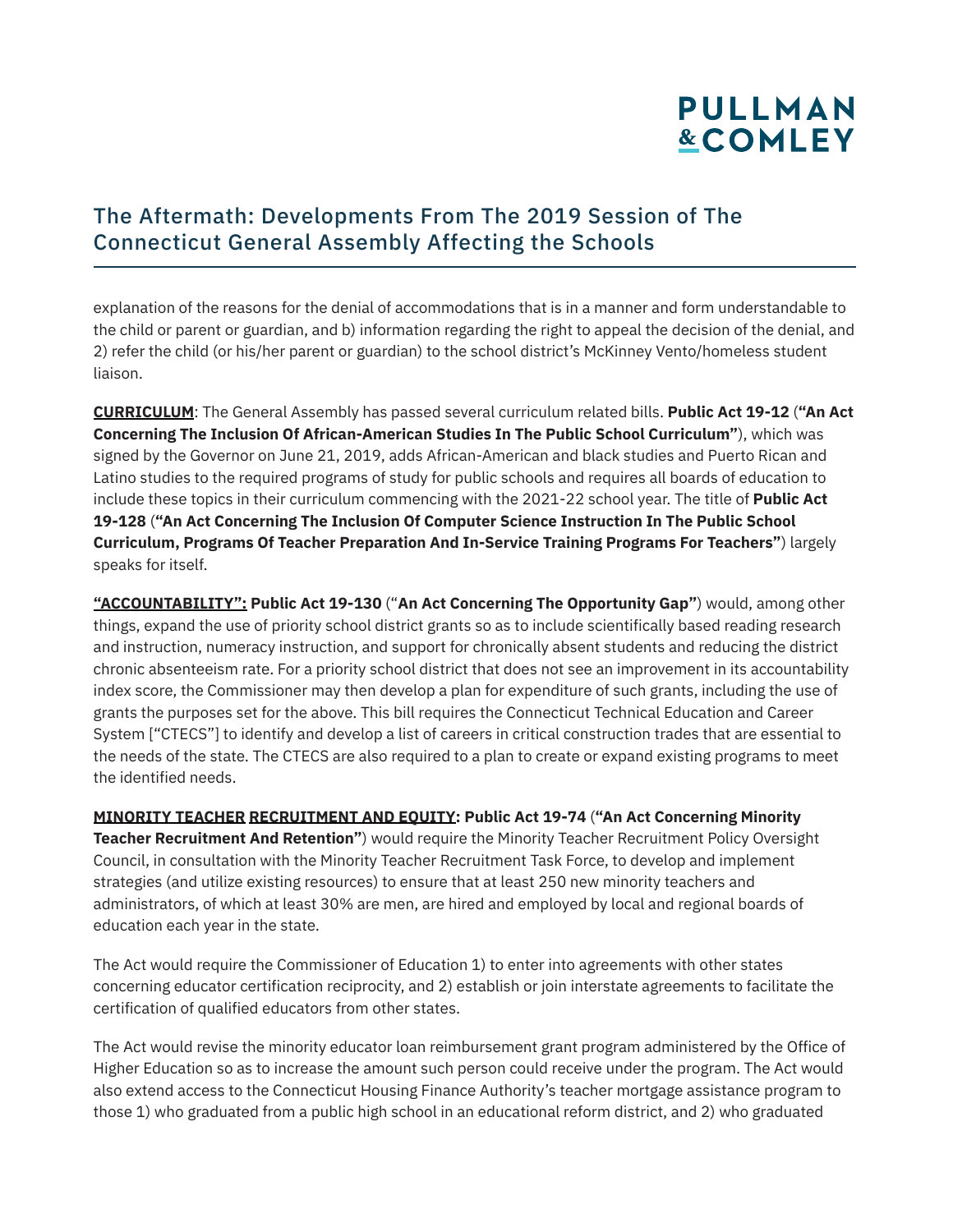explanation of the reasons for the denial of accommodations that is in a manner and form understandable to the child or parent or guardian, and b) information regarding the right to appeal the decision of the denial, and 2) refer the child (or his/her parent or guardian) to the school district's McKinney Vento/homeless student liaison.

**CURRICULUM**: The General Assembly has passed several curriculum related bills. **Public Act 19-12** (**"An Act Concerning The Inclusion Of African-American Studies In The Public School Curriculum"**), which was signed by the Governor on June 21, 2019, adds African-American and black studies and Puerto Rican and Latino studies to the required programs of study for public schools and requires all boards of education to include these topics in their curriculum commencing with the 2021-22 school year. The title of **Public Act 19-128** (**"An Act Concerning The Inclusion Of Computer Science Instruction In The Public School Curriculum, Programs Of Teacher Preparation And In-Service Training Programs For Teachers"**) largely speaks for itself.

**"ACCOUNTABILITY": Public Act 19-130** ("**An Act Concerning The Opportunity Gap"**) would, among other things, expand the use of priority school district grants so as to include scientifically based reading research and instruction, numeracy instruction, and support for chronically absent students and reducing the district chronic absenteeism rate. For a priority school district that does not see an improvement in its accountability index score, the Commissioner may then develop a plan for expenditure of such grants, including the use of grants the purposes set for the above. This bill requires the Connecticut Technical Education and Career System ["CTECS"] to identify and develop a list of careers in critical construction trades that are essential to the needs of the state. The CTECS are also required to a plan to create or expand existing programs to meet the identified needs.

**MINORITY TEACHER RECRUITMENT AND EQUITY: Public Act 19-74** (**"An Act Concerning Minority Teacher Recruitment And Retention"**) would require the Minority Teacher Recruitment Policy Oversight Council, in consultation with the Minority Teacher Recruitment Task Force, to develop and implement strategies (and utilize existing resources) to ensure that at least 250 new minority teachers and administrators, of which at least 30% are men, are hired and employed by local and regional boards of education each year in the state.

The Act would require the Commissioner of Education 1) to enter into agreements with other states concerning educator certification reciprocity, and 2) establish or join interstate agreements to facilitate the certification of qualified educators from other states.

The Act would revise the minority educator loan reimbursement grant program administered by the Office of Higher Education so as to increase the amount such person could receive under the program. The Act would also extend access to the Connecticut Housing Finance Authority's teacher mortgage assistance program to those 1) who graduated from a public high school in an educational reform district, and 2) who graduated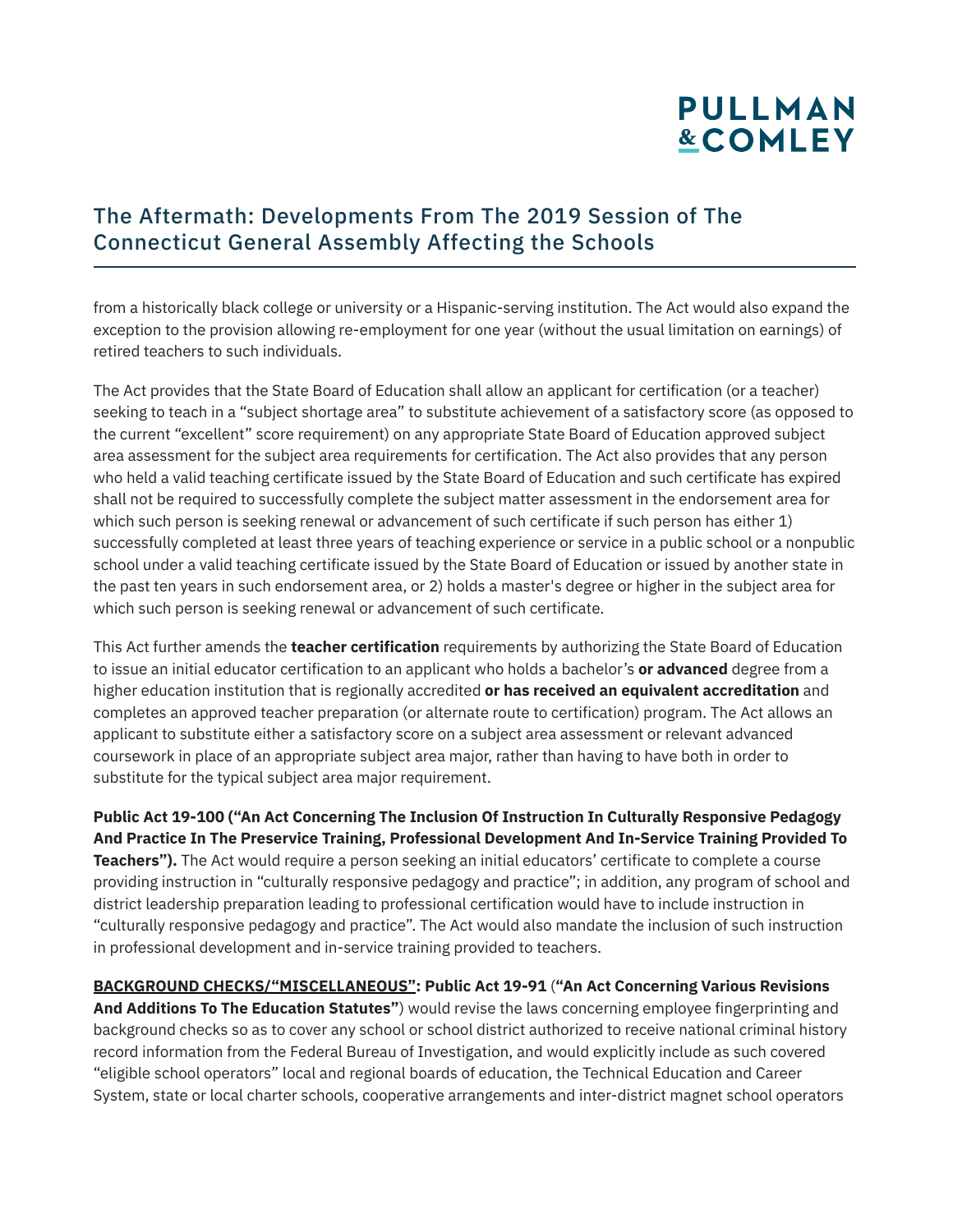from a historically black college or university or a Hispanic-serving institution. The Act would also expand the exception to the provision allowing re-employment for one year (without the usual limitation on earnings) of retired teachers to such individuals.

The Act provides that the State Board of Education shall allow an applicant for certification (or a teacher) seeking to teach in a "subject shortage area" to substitute achievement of a satisfactory score (as opposed to the current "excellent" score requirement) on any appropriate State Board of Education approved subject area assessment for the subject area requirements for certification. The Act also provides that any person who held a valid teaching certificate issued by the State Board of Education and such certificate has expired shall not be required to successfully complete the subject matter assessment in the endorsement area for which such person is seeking renewal or advancement of such certificate if such person has either 1) successfully completed at least three years of teaching experience or service in a public school or a nonpublic school under a valid teaching certificate issued by the State Board of Education or issued by another state in the past ten years in such endorsement area, or 2) holds a master's degree or higher in the subject area for which such person is seeking renewal or advancement of such certificate.

This Act further amends the **teacher certification** requirements by authorizing the State Board of Education to issue an initial educator certification to an applicant who holds a bachelor's **or advanced** degree from a higher education institution that is regionally accredited **or has received an equivalent accreditation** and completes an approved teacher preparation (or alternate route to certification) program. The Act allows an applicant to substitute either a satisfactory score on a subject area assessment or relevant advanced coursework in place of an appropriate subject area major, rather than having to have both in order to substitute for the typical subject area major requirement.

**Public Act 19-100 ("An Act Concerning The Inclusion Of Instruction In Culturally Responsive Pedagogy And Practice In The Preservice Training, Professional Development And In-Service Training Provided To Teachers").** The Act would require a person seeking an initial educators' certificate to complete a course providing instruction in "culturally responsive pedagogy and practice"; in addition, any program of school and district leadership preparation leading to professional certification would have to include instruction in "culturally responsive pedagogy and practice". The Act would also mandate the inclusion of such instruction in professional development and in-service training provided to teachers.

**<u>BACKGROUND CHECKS/"MISCELLANEOUS"</u>: Public Act 19-91** (**"An Act Concerning Various Revisions And Additions To The Education Statutes"**) would revise the laws concerning employee fingerprinting and background checks so as to cover any school or school district authorized to receive national criminal history record information from the Federal Bureau of Investigation, and would explicitly include as such covered "eligible school operators" local and regional boards of education, the Technical Education and Career System, state or local charter schools, cooperative arrangements and inter-district magnet school operators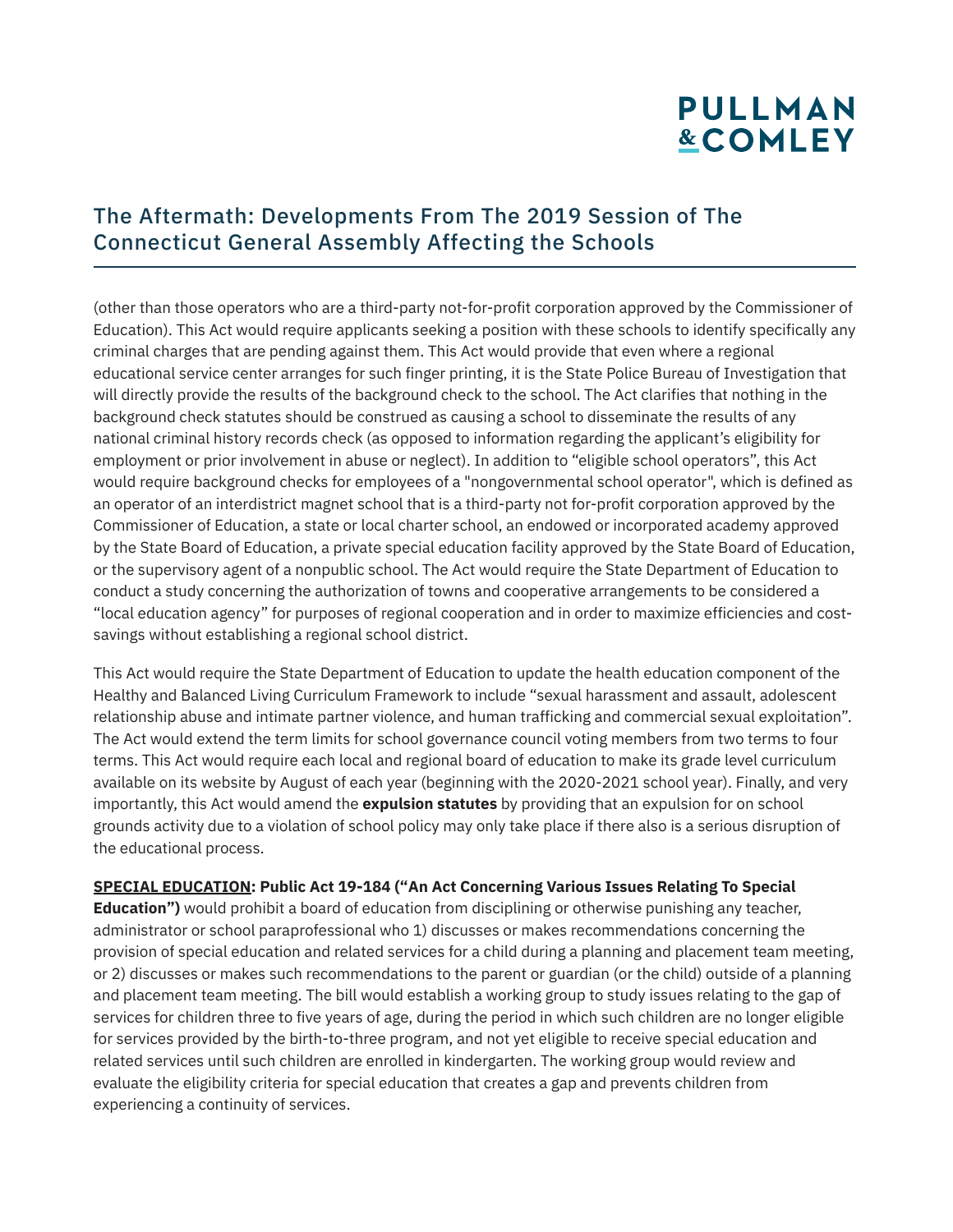(other than those operators who are a third-party not-for-profit corporation approved by the Commissioner of Education). This Act would require applicants seeking a position with these schools to identify specifically any criminal charges that are pending against them. This Act would provide that even where a regional educational service center arranges for such finger printing, it is the State Police Bureau of Investigation that will directly provide the results of the background check to the school. The Act clarifies that nothing in the background check statutes should be construed as causing a school to disseminate the results of any national criminal history records check (as opposed to information regarding the applicant's eligibility for employment or prior involvement in abuse or neglect). In addition to "eligible school operators", this Act would require background checks for employees of a "nongovernmental school operator", which is defined as an operator of an interdistrict magnet school that is a third-party not for-profit corporation approved by the Commissioner of Education, a state or local charter school, an endowed or incorporated academy approved by the State Board of Education, a private special education facility approved by the State Board of Education, or the supervisory agent of a nonpublic school. The Act would require the State Department of Education to conduct a study concerning the authorization of towns and cooperative arrangements to be considered a "local education agency" for purposes of regional cooperation and in order to maximize efficiencies and cost-savings without establishing a regional school district.

This Act would require the State Department of Education to update the health education component of the Healthy and Balanced Living Curriculum Framework to include "sexual harassment and assault, adolescent relationship abuse and intimate partner violence, and human trafficking and commercial sexual exploitation". The Act would extend the term limits for school governance council voting members from two terms to four terms. This Act would require each local and regional board of education to make its grade level curriculum available on its website by August of each year (beginning with the 2020-2021 school year). Finally, and very importantly, this Act would amend the **expulsion statutes** by providing that an expulsion for on school grounds activity due to a violation of school policy may only take place if there also is a serious disruption of the educational process.

**SPECIAL EDUCATION: Public Act 19-184 ("An Act Concerning Various Issues Relating To Special Education")** would prohibit a board of education from disciplining or otherwise punishing any teacher, administrator or school paraprofessional who 1) discusses or makes recommendations concerning the provision of special education and related services for a child during a planning and placement team meeting, or 2) discusses or makes such recommendations to the parent or guardian (or the child) outside of a planning and placement team meeting. The bill would establish a working group to study issues relating to the gap of services for children three to five years of age, during the period in which such children are no longer eligible for services provided by the birth-to-three program, and not yet eligible to receive special education and related services until such children are enrolled in kindergarten. The working group would review and evaluate the eligibility criteria for special education that creates a gap and prevents children from experiencing a continuity of services.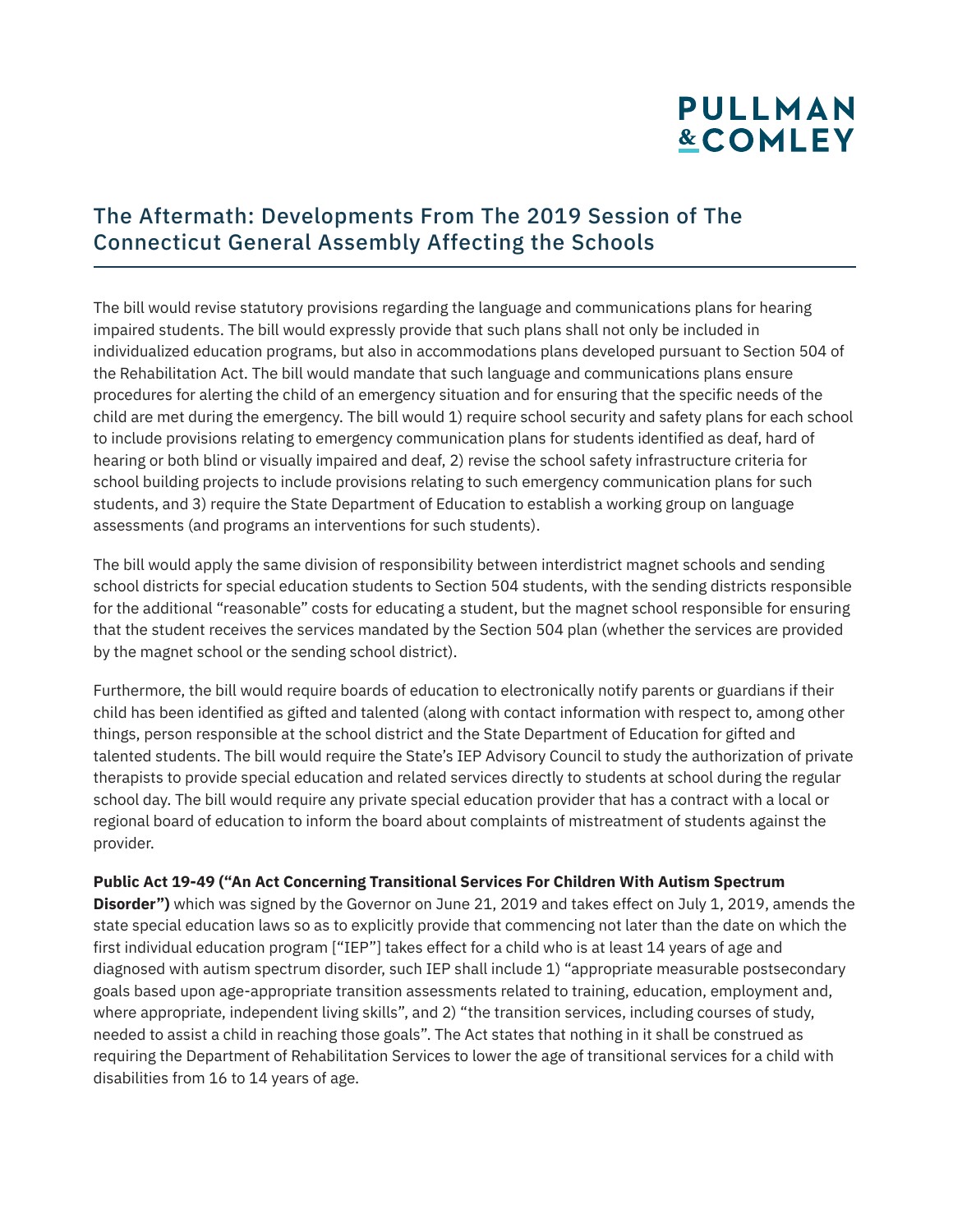The bill would revise statutory provisions regarding the language and communications plans for hearing impaired students. The bill would expressly provide that such plans shall not only be included in individualized education programs, but also in accommodations plans developed pursuant to Section 504 of the Rehabilitation Act. The bill would mandate that such language and communications plans ensure procedures for alerting the child of an emergency situation and for ensuring that the specific needs of the child are met during the emergency. The bill would 1) require school security and safety plans for each school to include provisions relating to emergency communication plans for students identified as deaf, hard of hearing or both blind or visually impaired and deaf, 2) revise the school safety infrastructure criteria for school building projects to include provisions relating to such emergency communication plans for such students, and 3) require the State Department of Education to establish a working group on language assessments (and programs an interventions for such students).

The bill would apply the same division of responsibility between interdistrict magnet schools and sending school districts for special education students to Section 504 students, with the sending districts responsible for the additional "reasonable" costs for educating a student, but the magnet school responsible for ensuring that the student receives the services mandated by the Section 504 plan (whether the services are provided by the magnet school or the sending school district).

Furthermore, the bill would require boards of education to electronically notify parents or guardians if their child has been identified as gifted and talented (along with contact information with respect to, among other things, person responsible at the school district and the State Department of Education for gifted and talented students. The bill would require the State's IEP Advisory Council to study the authorization of private therapists to provide special education and related services directly to students at school during the regular school day. The bill would require any private special education provider that has a contract with a local or regional board of education to inform the board about complaints of mistreatment of students against the provider.

**Public Act 19-49 ("An Act Concerning Transitional Services For Children With Autism Spectrum Disorder")** which was signed by the Governor on June 21, 2019 and takes effect on July 1, 2019, amends the state special education laws so as to explicitly provide that commencing not later than the date on which the first individual education program ["IEP"] takes effect for a child who is at least 14 years of age and diagnosed with autism spectrum disorder, such IEP shall include 1) "appropriate measurable postsecondary goals based upon age-appropriate transition assessments related to training, education, employment and, where appropriate, independent living skills", and 2) "the transition services, including courses of study, needed to assist a child in reaching those goals". The Act states that nothing in it shall be construed as requiring the Department of Rehabilitation Services to lower the age of transitional services for a child with disabilities from 16 to 14 years of age.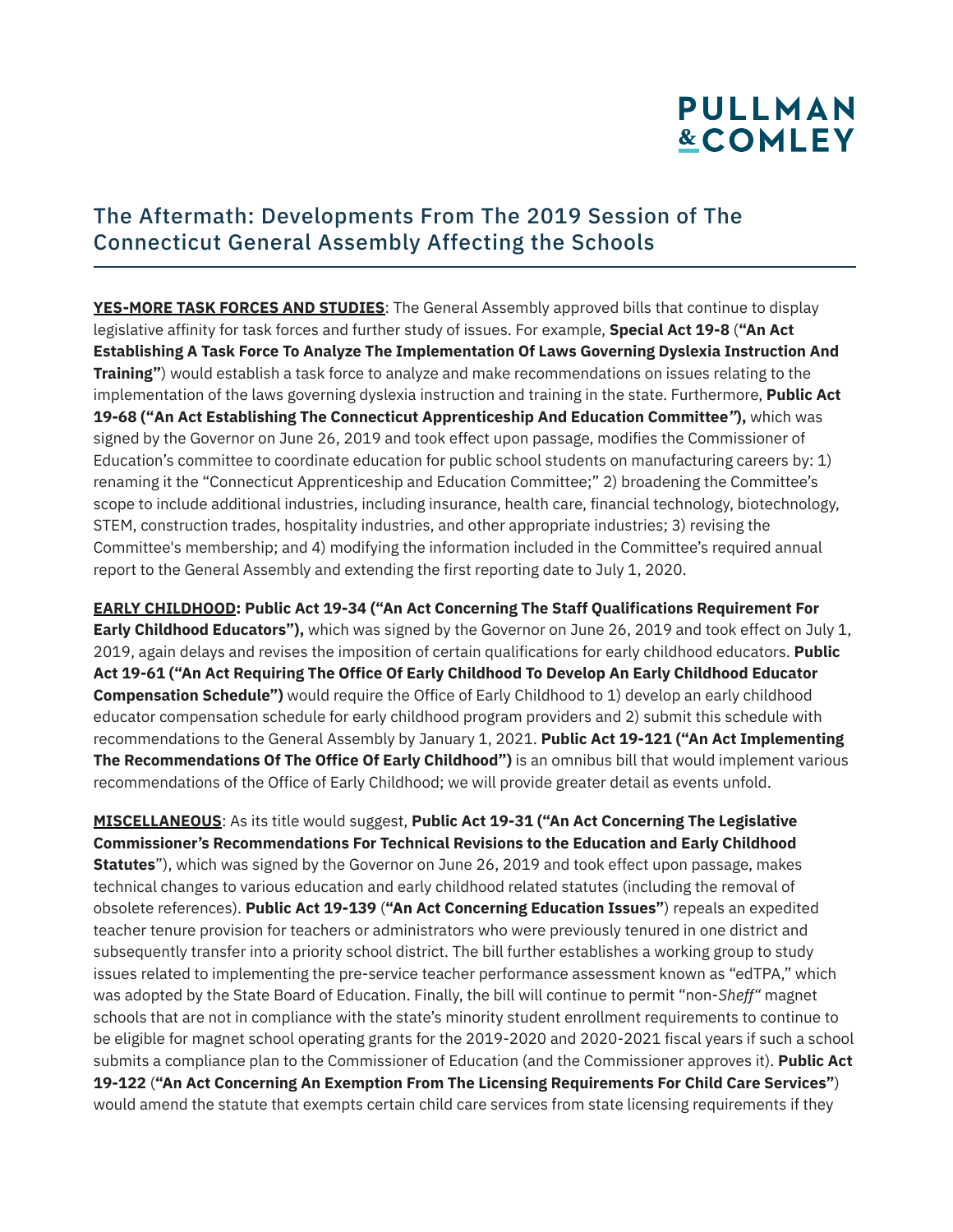# The Aftermath: Developments From The 2019 Session of The Connecticut General Assembly Affecting the Schools

**YES-MORE TASK FORCES AND STUDIES**: The General Assembly approved bills that continue to display legislative affinity for task forces and further study of issues. For example, **Special Act 19-8** (**"An Act Establishing A Task Force To Analyze The Implementation Of Laws Governing Dyslexia Instruction And Training"**) would establish a task force to analyze and make recommendations on issues relating to the implementation of the laws governing dyslexia instruction and training in the state. Furthermore, **Public Act 19-68 ("An Act Establishing The Connecticut Apprenticeship And Education Committee"),** which was signed by the Governor on June 26, 2019 and took effect upon passage, modifies the Commissioner of Education's committee to coordinate education for public school students on manufacturing careers by: 1) renaming it the "Connecticut Apprenticeship and Education Committee;" 2) broadening the Committee's scope to include additional industries, including insurance, health care, financial technology, biotechnology, STEM, construction trades, hospitality industries, and other appropriate industries; 3) revising the Committee's membership; and 4) modifying the information included in the Committee's required annual report to the General Assembly and extending the first reporting date to July 1, 2020.

**EARLY CHILDHOOD: Public Act 19-34 ("An Act Concerning The Staff Qualifications Requirement For Early Childhood Educators"),** which was signed by the Governor on June 26, 2019 and took effect on July 1, 2019, again delays and revises the imposition of certain qualifications for early childhood educators. **Public Act 19-61 ("An Act Requiring The Office Of Early Childhood To Develop An Early Childhood Educator Compensation Schedule")** would require the Office of Early Childhood to 1) develop an early childhood educator compensation schedule for early childhood program providers and 2) submit this schedule with recommendations to the General Assembly by January 1, 2021. **Public Act 19-121 ("An Act Implementing The Recommendations Of The Office Of Early Childhood")** is an omnibus bill that would implement various recommendations of the Office of Early Childhood; we will provide greater detail as events unfold.

**MISCELLANEOUS**: As its title would suggest, **Public Act 19-31 ("An Act Concerning The Legislative Commissioner's Recommendations For Technical Revisions to the Education and Early Childhood Statutes**"), which was signed by the Governor on June 26, 2019 and took effect upon passage, makes technical changes to various education and early childhood related statutes (including the removal of obsolete references). **Public Act 19-139** (**"An Act Concerning Education Issues"**) repeals an expedited teacher tenure provision for teachers or administrators who were previously tenured in one district and subsequently transfer into a priority school district. The bill further establishes a working group to study issues related to implementing the pre-service teacher performance assessment known as "edTPA," which was adopted by the State Board of Education. Finally, the bill will continue to permit "non-*Sheff"* magnet schools that are not in compliance with the state's minority student enrollment requirements to continue to be eligible for magnet school operating grants for the 2019-2020 and 2020-2021 fiscal years if such a school submits a compliance plan to the Commissioner of Education (and the Commissioner approves it). **Public Act 19-122** (**"An Act Concerning An Exemption From The Licensing Requirements For Child Care Services"**) would amend the statute that exempts certain child care services from state licensing requirements if they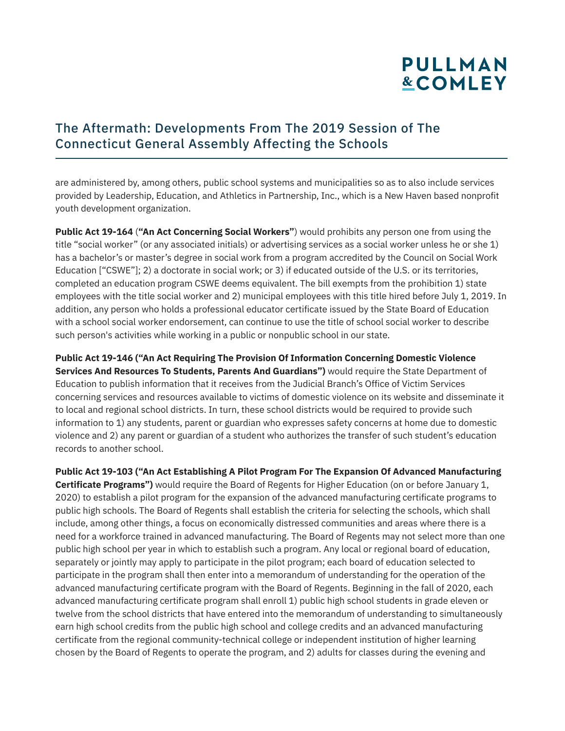are administered by, among others, public school systems and municipalities so as to also include services provided by Leadership, Education, and Athletics in Partnership, Inc., which is a New Haven based nonprofit youth development organization.

**Public Act 19-164** (**"An Act Concerning Social Workers"**) would prohibits any person one from using the title "social worker" (or any associated initials) or advertising services as a social worker unless he or she 1) has a bachelor's or master's degree in social work from a program accredited by the Council on Social Work Education ["CSWE"]; 2) a doctorate in social work; or 3) if educated outside of the U.S. or its territories, completed an education program CSWE deems equivalent. The bill exempts from the prohibition 1) state employees with the title social worker and 2) municipal employees with this title hired before July 1, 2019. In addition, any person who holds a professional educator certificate issued by the State Board of Education with a school social worker endorsement, can continue to use the title of school social worker to describe such person's activities while working in a public or nonpublic school in our state.

**Public Act 19-146 ("An Act Requiring The Provision Of Information Concerning Domestic Violence Services And Resources To Students, Parents And Guardians")** would require the State Department of Education to publish information that it receives from the Judicial Branch's Office of Victim Services concerning services and resources available to victims of domestic violence on its website and disseminate it to local and regional school districts. In turn, these school districts would be required to provide such information to 1) any students, parent or guardian who expresses safety concerns at home due to domestic violence and 2) any parent or guardian of a student who authorizes the transfer of such student's education records to another school.

**Public Act 19-103 ("An Act Establishing A Pilot Program For The Expansion Of Advanced Manufacturing Certificate Programs")** would require the Board of Regents for Higher Education (on or before January 1, 2020) to establish a pilot program for the expansion of the advanced manufacturing certificate programs to public high schools. The Board of Regents shall establish the criteria for selecting the schools, which shall include, among other things, a focus on economically distressed communities and areas where there is a need for a workforce trained in advanced manufacturing. The Board of Regents may not select more than one public high school per year in which to establish such a program. Any local or regional board of education, separately or jointly may apply to participate in the pilot program; each board of education selected to participate in the program shall then enter into a memorandum of understanding for the operation of the advanced manufacturing certificate program with the Board of Regents. Beginning in the fall of 2020, each advanced manufacturing certificate program shall enroll 1) public high school students in grade eleven or twelve from the school districts that have entered into the memorandum of understanding to simultaneously earn high school credits from the public high school and college credits and an advanced manufacturing certificate from the regional community-technical college or independent institution of higher learning chosen by the Board of Regents to operate the program, and 2) adults for classes during the evening and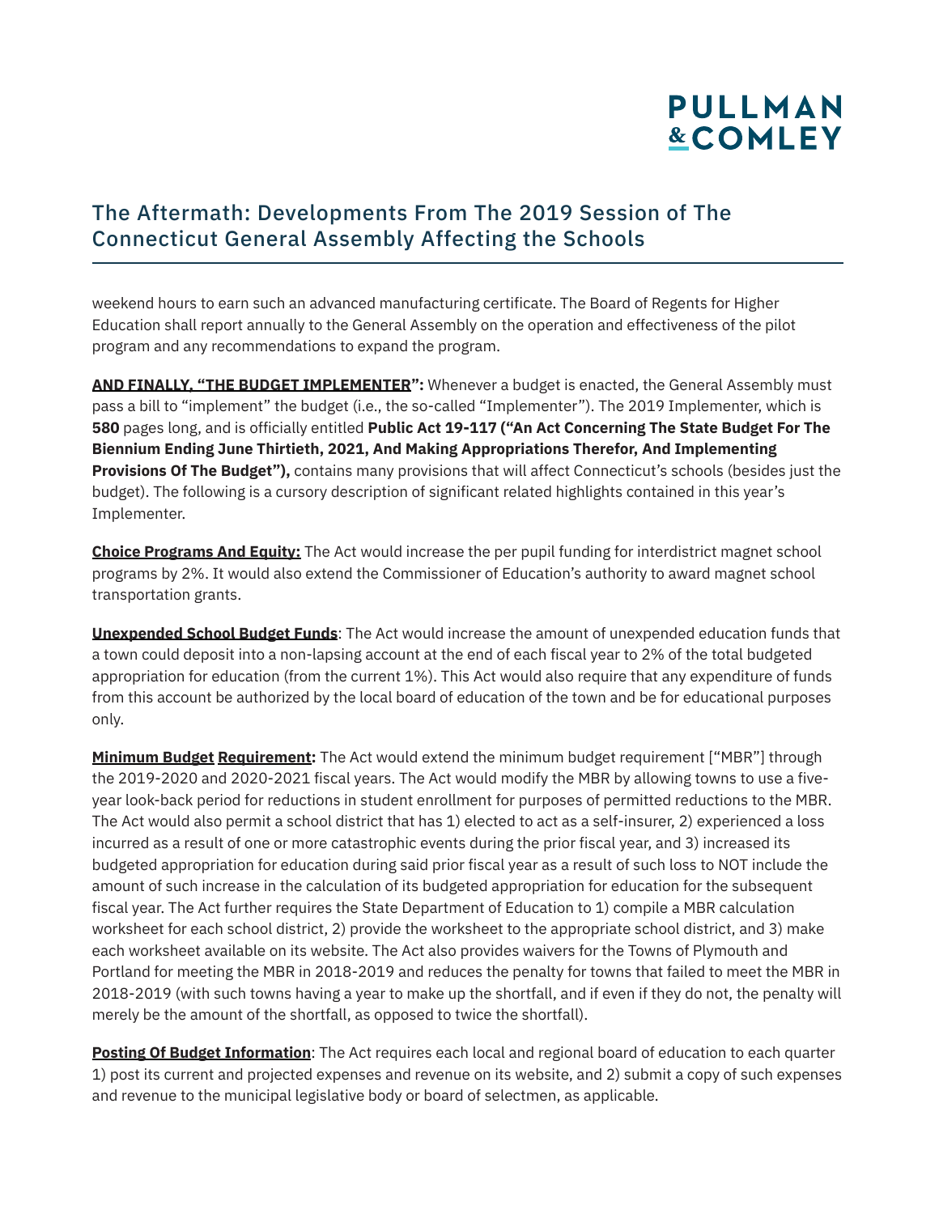weekend hours to earn such an advanced manufacturing certificate. The Board of Regents for Higher Education shall report annually to the General Assembly on the operation and effectiveness of the pilot program and any recommendations to expand the program.

**AND FINALLY, "THE BUDGET IMPLEMENTER":** Whenever a budget is enacted, the General Assembly must pass a bill to "implement" the budget (i.e., the so-called "Implementer"). The 2019 Implementer, which is **580** pages long, and is officially entitled **Public Act 19-117 ("An Act Concerning The State Budget For The Biennium Ending June Thirtieth, 2021, And Making Appropriations Therefor, And Implementing Provisions Of The Budget"),** contains many provisions that will affect Connecticut's schools (besides just the budget). The following is a cursory description of significant related highlights contained in this year's Implementer.

**Choice Programs And Equity:** The Act would increase the per pupil funding for interdistrict magnet school programs by 2%. It would also extend the Commissioner of Education's authority to award magnet school transportation grants.

**Unexpended School Budget Funds**: The Act would increase the amount of unexpended education funds that a town could deposit into a non-lapsing account at the end of each fiscal year to 2% of the total budgeted appropriation for education (from the current 1%). This Act would also require that any expenditure of funds from this account be authorized by the local board of education of the town and be for educational purposes only.

**Minimum Budget Requirement:** The Act would extend the minimum budget requirement ["MBR"] through the 2019-2020 and 2020-2021 fiscal years. The Act would modify the MBR by allowing towns to use a five-year look-back period for reductions in student enrollment for purposes of permitted reductions to the MBR. The Act would also permit a school district that has 1) elected to act as a self-insurer, 2) experienced a loss incurred as a result of one or more catastrophic events during the prior fiscal year, and 3) increased its budgeted appropriation for education during said prior fiscal year as a result of such loss to NOT include the amount of such increase in the calculation of its budgeted appropriation for education for the subsequent fiscal year. The Act further requires the State Department of Education to 1) compile a MBR calculation worksheet for each school district, 2) provide the worksheet to the appropriate school district, and 3) make each worksheet available on its website. The Act also provides waivers for the Towns of Plymouth and Portland for meeting the MBR in 2018-2019 and reduces the penalty for towns that failed to meet the MBR in 2018-2019 (with such towns having a year to make up the shortfall, and if even if they do not, the penalty will merely be the amount of the shortfall, as opposed to twice the shortfall).

**Posting Of Budget Information**: The Act requires each local and regional board of education to each quarter 1) post its current and projected expenses and revenue on its website, and 2) submit a copy of such expenses and revenue to the municipal legislative body or board of selectmen, as applicable.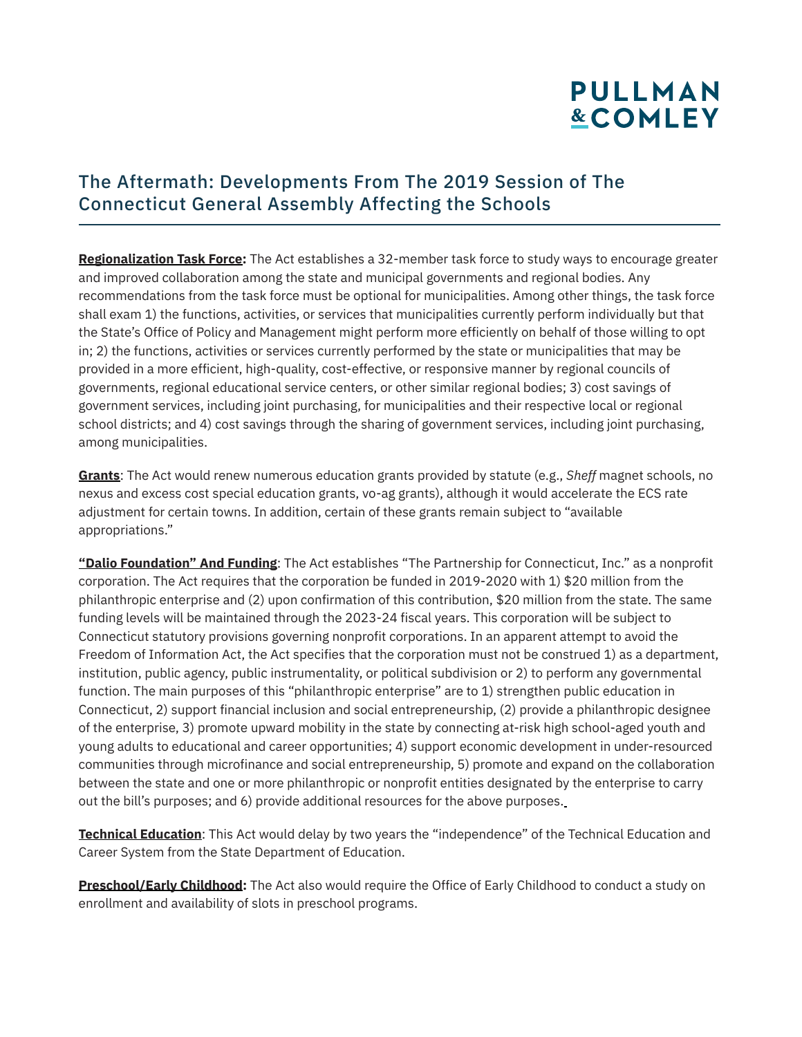# The Aftermath: Developments From The 2019 Session of The Connecticut General Assembly Affecting the Schools

**Regionalization Task Force:** The Act establishes a 32-member task force to study ways to encourage greater and improved collaboration among the state and municipal governments and regional bodies. Any recommendations from the task force must be optional for municipalities. Among other things, the task force shall exam 1) the functions, activities, or services that municipalities currently perform individually but that the State's Office of Policy and Management might perform more efficiently on behalf of those willing to opt in; 2) the functions, activities or services currently performed by the state or municipalities that may be provided in a more efficient, high-quality, cost-effective, or responsive manner by regional councils of governments, regional educational service centers, or other similar regional bodies; 3) cost savings of government services, including joint purchasing, for municipalities and their respective local or regional school districts; and 4) cost savings through the sharing of government services, including joint purchasing, among municipalities.

**Grants**: The Act would renew numerous education grants provided by statute (e.g., *Sheff* magnet schools, no nexus and excess cost special education grants, vo-ag grants), although it would accelerate the ECS rate adjustment for certain towns. In addition, certain of these grants remain subject to "available appropriations."

**"Dalio Foundation" And Funding**: The Act establishes "The Partnership for Connecticut, Inc." as a nonprofit corporation. The Act requires that the corporation be funded in 2019-2020 with 1) $20 million from the philanthropic enterprise and (2) upon confirmation of this contribution, $20 million from the state. The same funding levels will be maintained through the 2023-24 fiscal years. This corporation will be subject to Connecticut statutory provisions governing nonprofit corporations. In an apparent attempt to avoid the Freedom of Information Act, the Act specifies that the corporation must not be construed 1) as a department, institution, public agency, public instrumentality, or political subdivision or 2) to perform any governmental function. The main purposes of this "philanthropic enterprise" are to 1) strengthen public education in Connecticut, 2) support financial inclusion and social entrepreneurship, (2) provide a philanthropic designee of the enterprise, 3) promote upward mobility in the state by connecting at-risk high school-aged youth and young adults to educational and career opportunities; 4) support economic development in under-resourced communities through microfinance and social entrepreneurship, 5) promote and expand on the collaboration between the state and one or more philanthropic or nonprofit entities designated by the enterprise to carry out the bill's purposes; and 6) provide additional resources for the above purposes.

**Technical Education**: This Act would delay by two years the "independence" of the Technical Education and Career System from the State Department of Education.

**Preschool/Early Childhood:** The Act also would require the Office of Early Childhood to conduct a study on enrollment and availability of slots in preschool programs.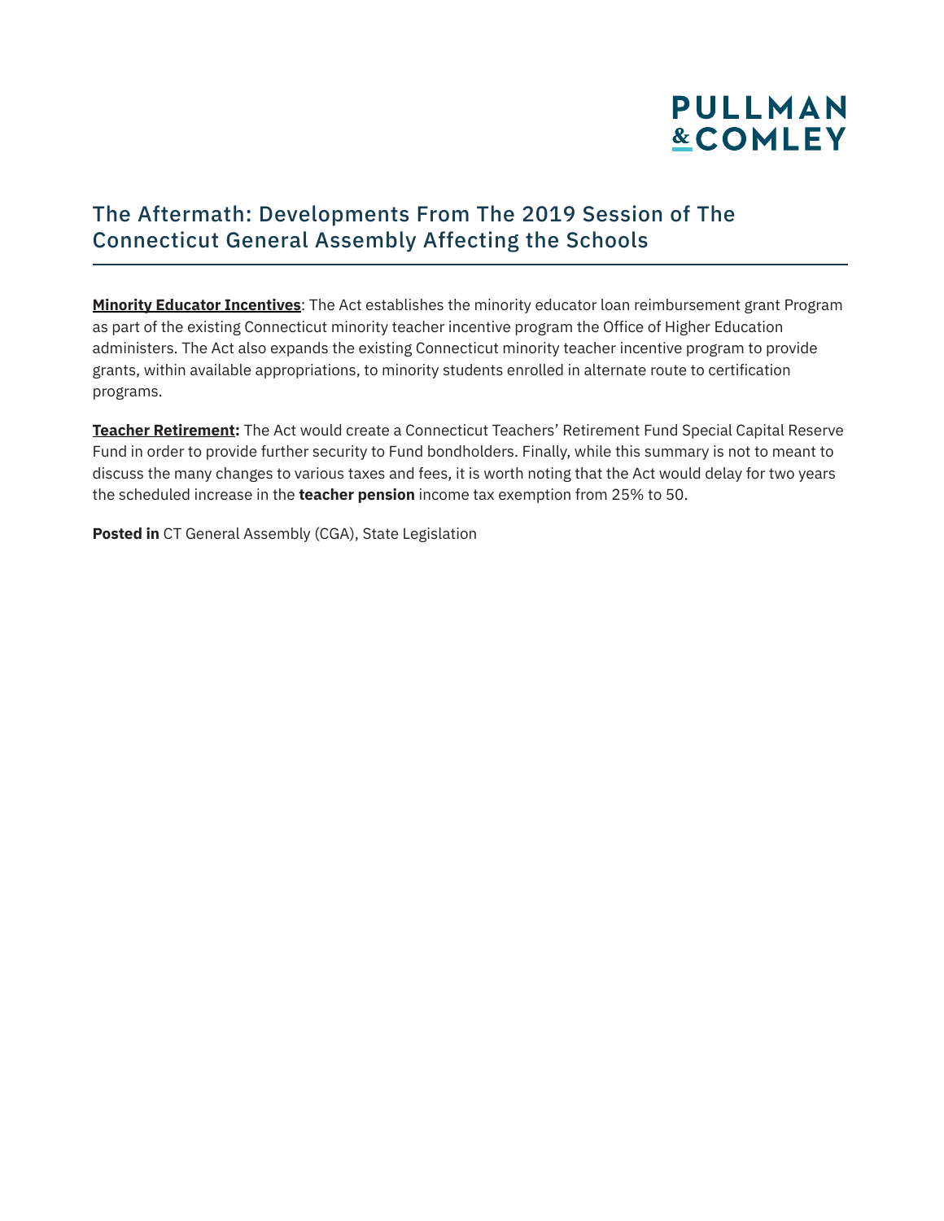**Minority Educator Incentives**: The Act establishes the minority educator loan reimbursement grant Program as part of the existing Connecticut minority teacher incentive program the Office of Higher Education administers. The Act also expands the existing Connecticut minority teacher incentive program to provide grants, within available appropriations, to minority students enrolled in alternate route to certification programs.

**Teacher Retirement:** The Act would create a Connecticut Teachers' Retirement Fund Special Capital Reserve Fund in order to provide further security to Fund bondholders. Finally, while this summary is not to meant to discuss the many changes to various taxes and fees, it is worth noting that the Act would delay for two years the scheduled increase in the **teacher pension** income tax exemption from 25% to 50.

**Posted in** CT General Assembly (CGA), State Legislation